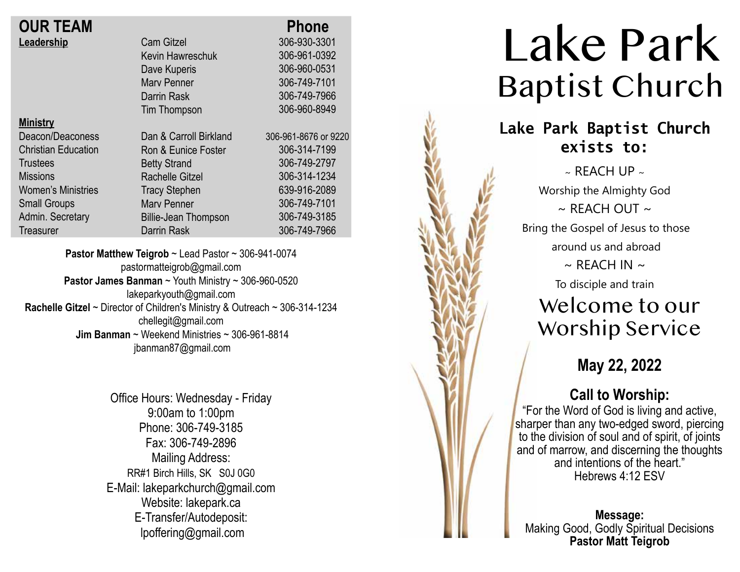## OUR TEAM

| | | Phone |
|---|---|---|
| **Leadership** | Cam Gitzel | 306-930-3301 |
| | Kevin Hawreschuk | 306-961-0392 |
| | Dave Kuperis | 306-960-0531 |
| | Marv Penner | 306-749-7101 |
| | Darrin Rask | 306-749-7966 |
| | Tim Thompson | 306-960-8949 |
| **Ministry** | | |
| Deacon/Deaconess | Dan & Carroll Birkland | 306-961-8676 or 9220 |
| Christian Education | Ron & Eunice Foster | 306-314-7199 |
| Trustees | Betty Strand | 306-749-2797 |
| Missions | Rachelle Gitzel | 306-314-1234 |
| Women's Ministries | Tracy Stephen | 639-916-2089 |
| Small Groups | Marv Penner | 306-749-7101 |
| Admin. Secretary | Billie-Jean Thompson | 306-749-3185 |
| Treasurer | Darrin Rask | 306-749-7966 |

**Pastor Matthew Teigrob** ~ Lead Pastor ~ 306-941-0074
pastormatteigrob@gmail.com
**Pastor James Banman** ~ Youth Ministry ~ 306-960-0520
lakeparkyouth@gmail.com
**Rachelle Gitzel** ~ Director of Children's Ministry & Outreach ~ 306-314-1234
chellegit@gmail.com
**Jim Banman** ~ Weekend Ministries ~ 306-961-8814
jbanman87@gmail.com

Office Hours: Wednesday - Friday
9:00am to 1:00pm
Phone: 306-749-3185
Fax: 306-749-2896
Mailing Address:
RR#1 Birch Hills, SK S0J 0G0
E-Mail: lakeparkchurch@gmail.com
Website: lakepark.ca
E-Transfer/Autodeposit:
lpoffering@gmail.com

# Lake Park Baptist Church

### Lake Park Baptist Church exists to:

~ REACH UP ~
Worship the Almighty God
~ REACH OUT ~
Bring the Gospel of Jesus to those around us and abroad
~ REACH IN ~
To disciple and train

## Welcome to our Worship Service

### May 22, 2022

### Call to Worship:

"For the Word of God is living and active, sharper than any two-edged sword, piercing to the division of soul and of spirit, of joints and of marrow, and discerning the thoughts and intentions of the heart."
Hebrews 4:12 ESV

**Message:**
Making Good, Godly Spiritual Decisions
**Pastor Matt Teigrob**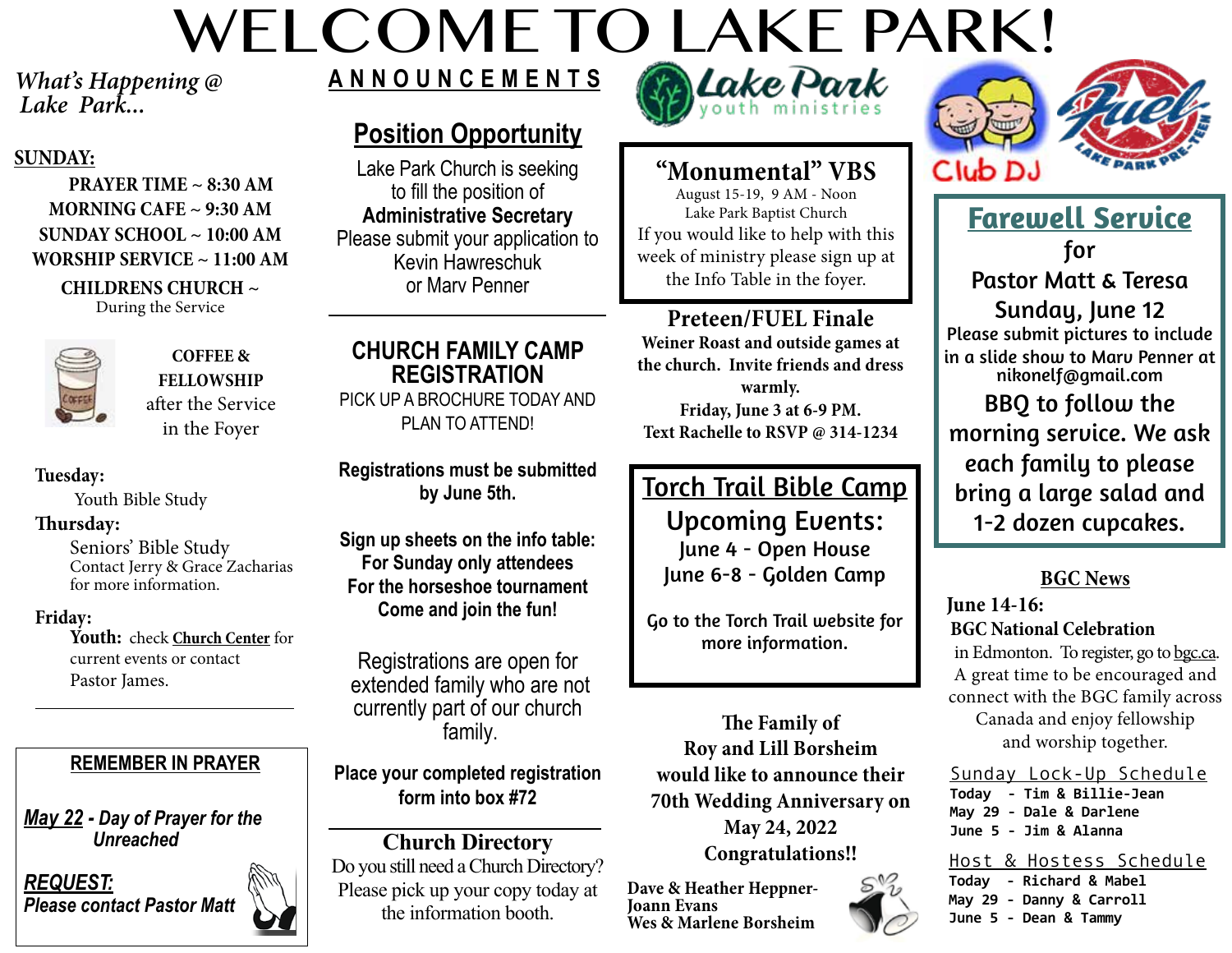# WELCOME TO LAKE PARK!

*What's Happening @ Lake Park...*

**SUNDAY:**

**PRAYER TIME ~ 8:30 AM**
**MORNING CAFE ~ 9:30 AM**
**SUNDAY SCHOOL ~ 10:00 AM**
**WORSHIP SERVICE ~ 11:00 AM**
**CHILDRENS CHURCH ~**
During the Service

**COFFEE & FELLOWSHIP**
after the Service in the Foyer

**Tuesday:**
Youth Bible Study

**Thursday:**
Seniors' Bible Study
Contact Jerry & Grace Zacharias for more information.

**Friday:**
**Youth:** check **Church Center** for current events or contact Pastor James.

---

**REMEMBER IN PRAYER**

***May 22* - Day of Prayer for the Unreached**

***REQUEST:***
***Please contact Pastor Matt***

---

## ANNOUNCEMENTS

### Position Opportunity

Lake Park Church is seeking to fill the position of
**Administrative Secretary**
Please submit your application to Kevin Hawreschuk or Marv Penner

---

### CHURCH FAMILY CAMP REGISTRATION

PICK UP A BROCHURE TODAY AND PLAN TO ATTEND!

**Registrations must be submitted by June 5th.**

**Sign up sheets on the info table:**
**For Sunday only attendees**
**For the horseshoe tournament**
**Come and join the fun!**

Registrations are open for extended family who are not currently part of our church family.

**Place your completed registration form into box #72**

---

### Church Directory

Do you still need a Church Directory? Please pick up your copy today at the information booth.

---

Lake Park youth ministries

### "Monumental" VBS

August 15-19, 9 AM - Noon
Lake Park Baptist Church
If you would like to help with this week of ministry please sign up at the Info Table in the foyer.

### Preteen/FUEL Finale

**Weiner Roast and outside games at the church. Invite friends and dress warmly.**
**Friday, June 3 at 6-9 PM.**
**Text Rachelle to RSVP @ 314-1234**

### Torch Trail Bible Camp

**Upcoming Events:**
June 4 - Open House
June 6-8 - Golden Camp

Go to the Torch Trail website for more information.

---

**The Family of Roy and Lill Borsheim would like to announce their 70th Wedding Anniversary on May 24, 2022**
**Congratulations!!**

**Dave & Heather Heppner-Joann Evans**
**Wes & Marlene Borsheim**

---

Club DJ | Fuel Lake Park Pre-Teen

### Farewell Service

for
Pastor Matt & Teresa
Sunday, June 12
Please submit pictures to include in a slide show to Marv Penner at nikonelf@gmail.com
BBQ to follow the morning service. We ask each family to please bring a large salad and 1-2 dozen cupcakes.

---

### BGC News

**June 14-16:**
**BGC National Celebration**
in Edmonton. To register, go to bgc.ca. A great time to be encouraged and connect with the BGC family across Canada and enjoy fellowship and worship together.

**Sunday Lock-Up Schedule**

Today - Tim & Billie-Jean
May 29 - Dale & Darlene
June 5 - Jim & Alanna

**Host & Hostess Schedule**

Today - Richard & Mabel
May 29 - Danny & Carroll
June 5 - Dean & Tammy